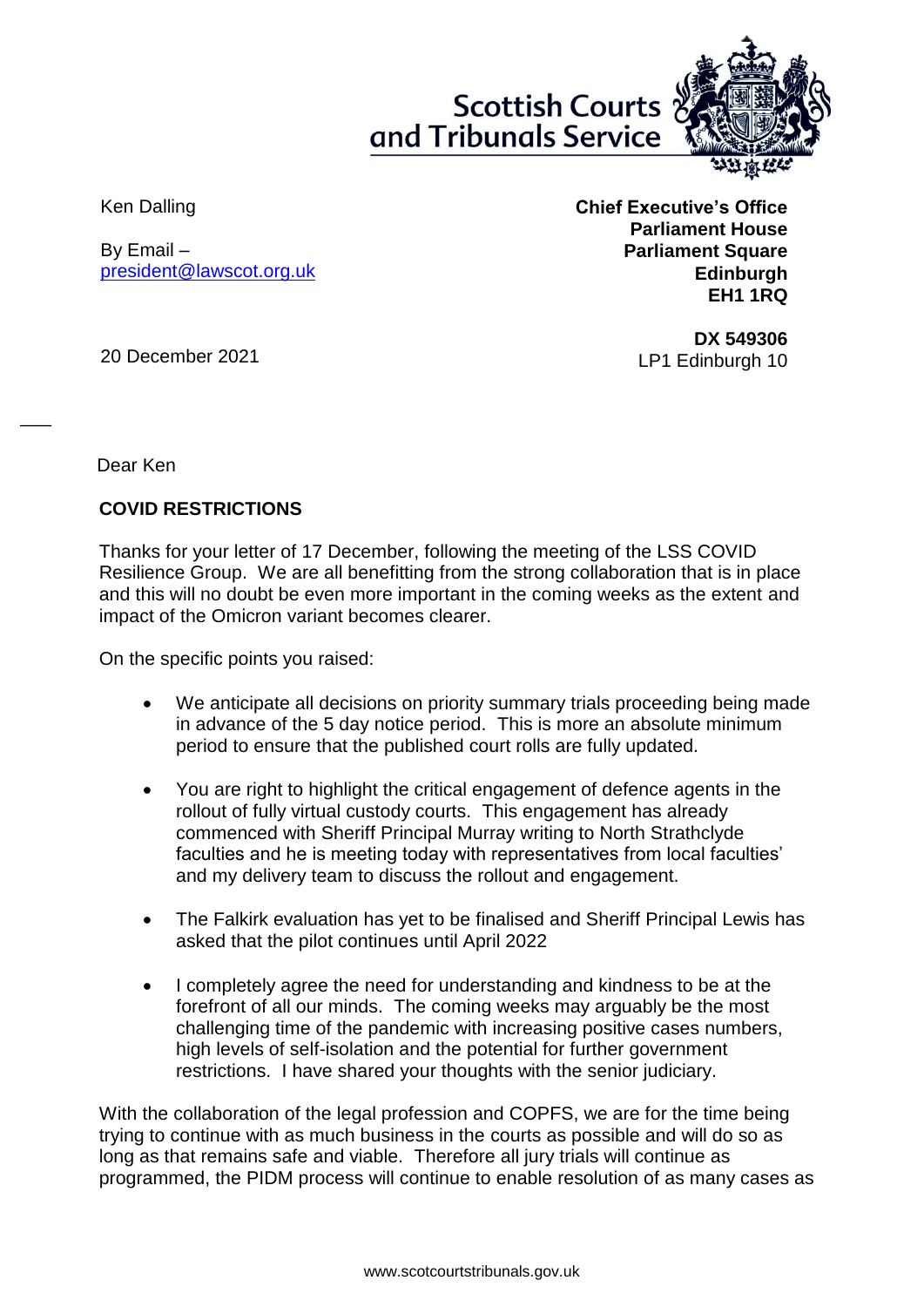Scottish Courts and Tribunals Service

Ken Dalling

By Email –
president@lawscot.org.uk

**Chief Executive's Office**
**Parliament House**
**Parliament Square**
**Edinburgh**
**EH1 1RQ**

**DX 549306**
LP1 Edinburgh 10

20 December 2021

Dear Ken

**COVID RESTRICTIONS**

Thanks for your letter of 17 December, following the meeting of the LSS COVID Resilience Group. We are all benefitting from the strong collaboration that is in place and this will no doubt be even more important in the coming weeks as the extent and impact of the Omicron variant becomes clearer.

On the specific points you raised:

- We anticipate all decisions on priority summary trials proceeding being made in advance of the 5 day notice period. This is more an absolute minimum period to ensure that the published court rolls are fully updated.

- You are right to highlight the critical engagement of defence agents in the rollout of fully virtual custody courts. This engagement has already commenced with Sheriff Principal Murray writing to North Strathclyde faculties and he is meeting today with representatives from local faculties' and my delivery team to discuss the rollout and engagement.

- The Falkirk evaluation has yet to be finalised and Sheriff Principal Lewis has asked that the pilot continues until April 2022

- I completely agree the need for understanding and kindness to be at the forefront of all our minds. The coming weeks may arguably be the most challenging time of the pandemic with increasing positive cases numbers, high levels of self-isolation and the potential for further government restrictions. I have shared your thoughts with the senior judiciary.

With the collaboration of the legal profession and COPFS, we are for the time being trying to continue with as much business in the courts as possible and will do so as long as that remains safe and viable. Therefore all jury trials will continue as programmed, the PIDM process will continue to enable resolution of as many cases as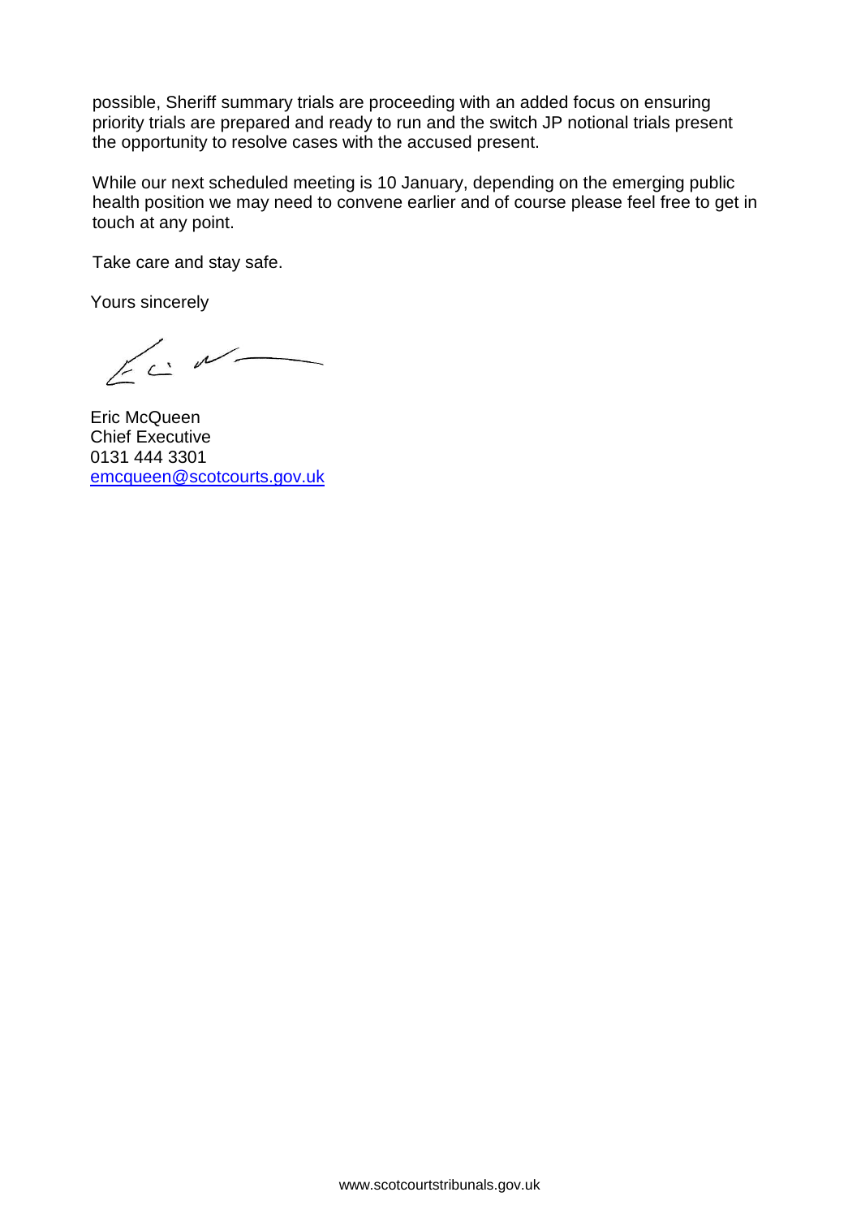possible, Sheriff summary trials are proceeding with an added focus on ensuring priority trials are prepared and ready to run and the switch JP notional trials present the opportunity to resolve cases with the accused present.

While our next scheduled meeting is 10 January, depending on the emerging public health position we may need to convene earlier and of course please feel free to get in touch at any point.

Take care and stay safe.

Yours sincerely

Eric McQueen
Chief Executive
0131 444 3301
emcqueen@scotcourts.gov.uk